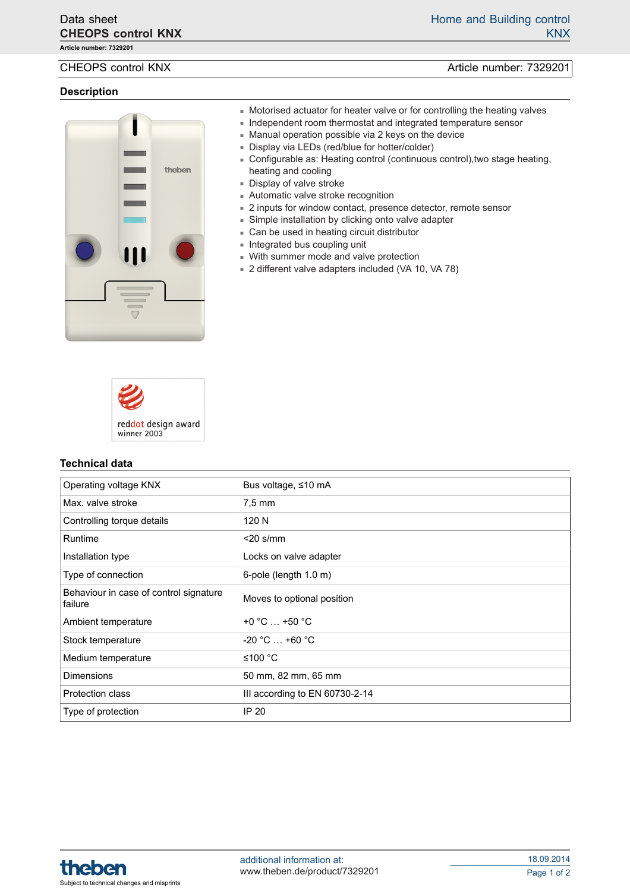# CHEOPS control KNX

Article number: 7329201

## Description

- Motorised actuator for heater valve or for controlling the heating valves
- Independent room thermostat and integrated temperature sensor
- Manual operation possible via 2 keys on the device
- Display via LEDs (red/blue for hotter/colder)
- Configurable as: Heating control (continuous control),two stage heating, heating and cooling
- Display of valve stroke
- Automatic valve stroke recognition
- 2 inputs for window contact, presence detector, remote sensor
- Simple installation by clicking onto valve adapter
- Can be used in heating circuit distributor
- Integrated bus coupling unit
- With summer mode and valve protection
- 2 different valve adapters included (VA 10, VA 78)

reddot design award winner 2003

## Technical data

| | |
|---|---|
| Operating voltage KNX | Bus voltage, ≤10 mA |
| Max. valve stroke | 7,5 mm |
| Controlling torque details | 120 N |
| Runtime | <20 s/mm |
| Installation type | Locks on valve adapter |
| Type of connection | 6-pole (length 1.0 m) |
| Behaviour in case of control signature failure | Moves to optional position |
| Ambient temperature | +0 °C … +50 °C |
| Stock temperature | -20 °C … +60 °C |
| Medium temperature | ≤100 °C |
| Dimensions | 50 mm, 82 mm, 65 mm |
| Protection class | III according to EN 60730-2-14 |
| Type of protection | IP 20 |

additional information at:
www.theben.de/product/7329201

Subject to technical changes and misprints

18.09.2014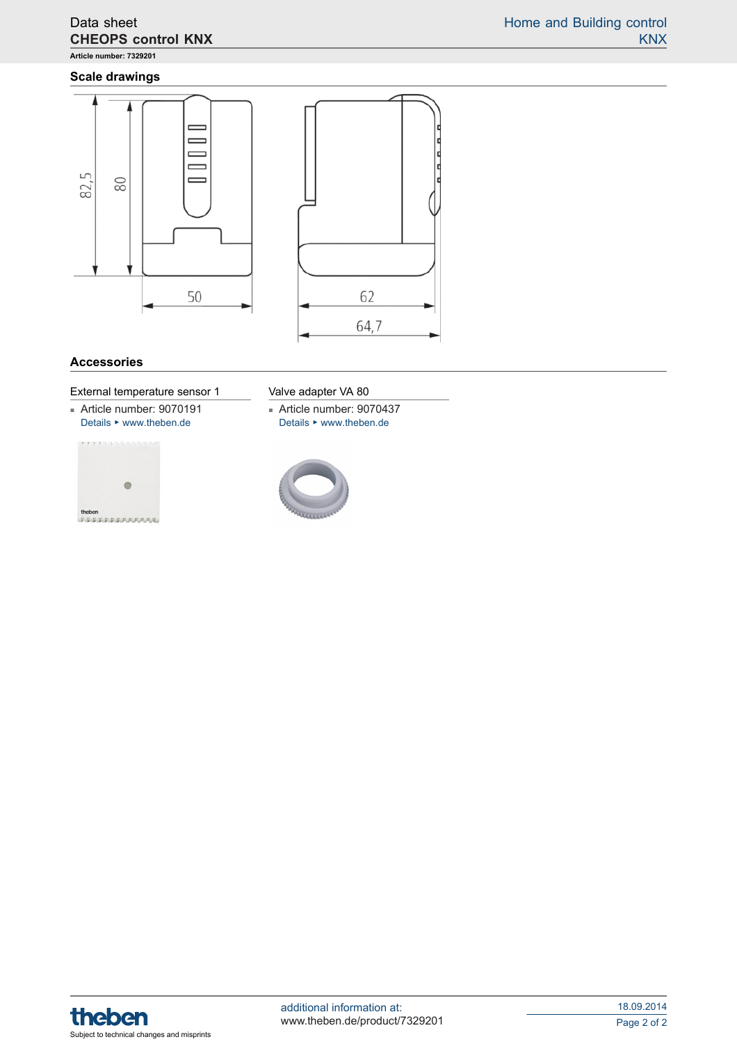## Scale drawings

82,5
80
50
62
64,7

## Accessories

### External temperature sensor 1

- Article number: 9070191
  Details ▸ www.theben.de

### Valve adapter VA 80

- Article number: 9070437
  Details ▸ www.theben.de

additional information at:
www.theben.de/product/7329201

18.09.2014

Subject to technical changes and misprints